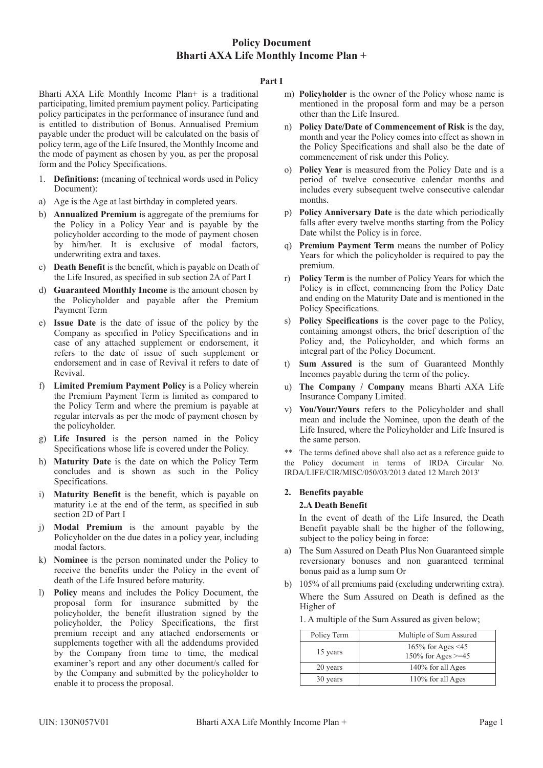# Policy Document
# Bharti AXA Life Monthly Income Plan +

## Part I

Bharti AXA Life Monthly Income Plan+ is a traditional participating, limited premium payment policy. Participating policy participates in the performance of insurance fund and is entitled to distribution of Bonus. Annualised Premium payable under the product will be calculated on the basis of policy term, age of the Life Insured, the Monthly Income and the mode of payment as chosen by you, as per the proposal form and the Policy Specifications.

1. **Definitions:** (meaning of technical words used in Policy Document):

a) Age is the Age at last birthday in completed years.

b) **Annualized Premium** is aggregate of the premiums for the Policy in a Policy Year and is payable by the policyholder according to the mode of payment chosen by him/her. It is exclusive of modal factors, underwriting extra and taxes.

c) **Death Benefit** is the benefit, which is payable on Death of the Life Insured, as specified in sub section 2A of Part I

d) **Guaranteed Monthly Income** is the amount chosen by the Policyholder and payable after the Premium Payment Term

e) **Issue Date** is the date of issue of the policy by the Company as specified in Policy Specifications and in case of any attached supplement or endorsement, it refers to the date of issue of such supplement or endorsement and in case of Revival it refers to date of Revival.

f) **Limited Premium Payment Policy** is a Policy wherein the Premium Payment Term is limited as compared to the Policy Term and where the premium is payable at regular intervals as per the mode of payment chosen by the policyholder.

g) **Life Insured** is the person named in the Policy Specifications whose life is covered under the Policy.

h) **Maturity Date** is the date on which the Policy Term concludes and is shown as such in the Policy Specifications.

i) **Maturity Benefit** is the benefit, which is payable on maturity i.e at the end of the term, as specified in sub section 2D of Part I

j) **Modal Premium** is the amount payable by the Policyholder on the due dates in a policy year, including modal factors.

k) **Nominee** is the person nominated under the Policy to receive the benefits under the Policy in the event of death of the Life Insured before maturity.

l) **Policy** means and includes the Policy Document, the proposal form for insurance submitted by the policyholder, the benefit illustration signed by the policyholder, the Policy Specifications, the first premium receipt and any attached endorsements or supplements together with all the addendums provided by the Company from time to time, the medical examiner's report and any other document/s called for by the Company and submitted by the policyholder to enable it to process the proposal.

m) **Policyholder** is the owner of the Policy whose name is mentioned in the proposal form and may be a person other than the Life Insured.

n) **Policy Date/Date of Commencement of Risk** is the day, month and year the Policy comes into effect as shown in the Policy Specifications and shall also be the date of commencement of risk under this Policy.

o) **Policy Year** is measured from the Policy Date and is a period of twelve consecutive calendar months and includes every subsequent twelve consecutive calendar months.

p) **Policy Anniversary Date** is the date which periodically falls after every twelve months starting from the Policy Date whilst the Policy is in force.

q) **Premium Payment Term** means the number of Policy Years for which the policyholder is required to pay the premium.

r) **Policy Term** is the number of Policy Years for which the Policy is in effect, commencing from the Policy Date and ending on the Maturity Date and is mentioned in the Policy Specifications.

s) **Policy Specifications** is the cover page to the Policy, containing amongst others, the brief description of the Policy and, the Policyholder, and which forms an integral part of the Policy Document.

t) **Sum Assured** is the sum of Guaranteed Monthly Incomes payable during the term of the policy.

u) **The Company / Company** means Bharti AXA Life Insurance Company Limited.

v) **You/Your/Yours** refers to the Policyholder and shall mean and include the Nominee, upon the death of the Life Insured, where the Policyholder and Life Insured is the same person.

** The terms defined above shall also act as a reference guide to the Policy document in terms of IRDA Circular No. IRDA/LIFE/CIR/MISC/050/03/2013 dated 12 March 2013'

2. **Benefits payable**

**2.A Death Benefit**

In the event of death of the Life Insured, the Death Benefit payable shall be the higher of the following, subject to the policy being in force:

a) The Sum Assured on Death Plus Non Guaranteed simple reversionary bonuses and non guaranteed terminal bonus paid as a lump sum Or

b) 105% of all premiums paid (excluding underwriting extra).

Where the Sum Assured on Death is defined as the Higher of

1. A multiple of the Sum Assured as given below;

| Policy Term | Multiple of Sum Assured |
|---|---|
| 15 years | 165% for Ages <45<br>150% for Ages >=45 |
| 20 years | 140% for all Ages |
| 30 years | 110% for all Ages |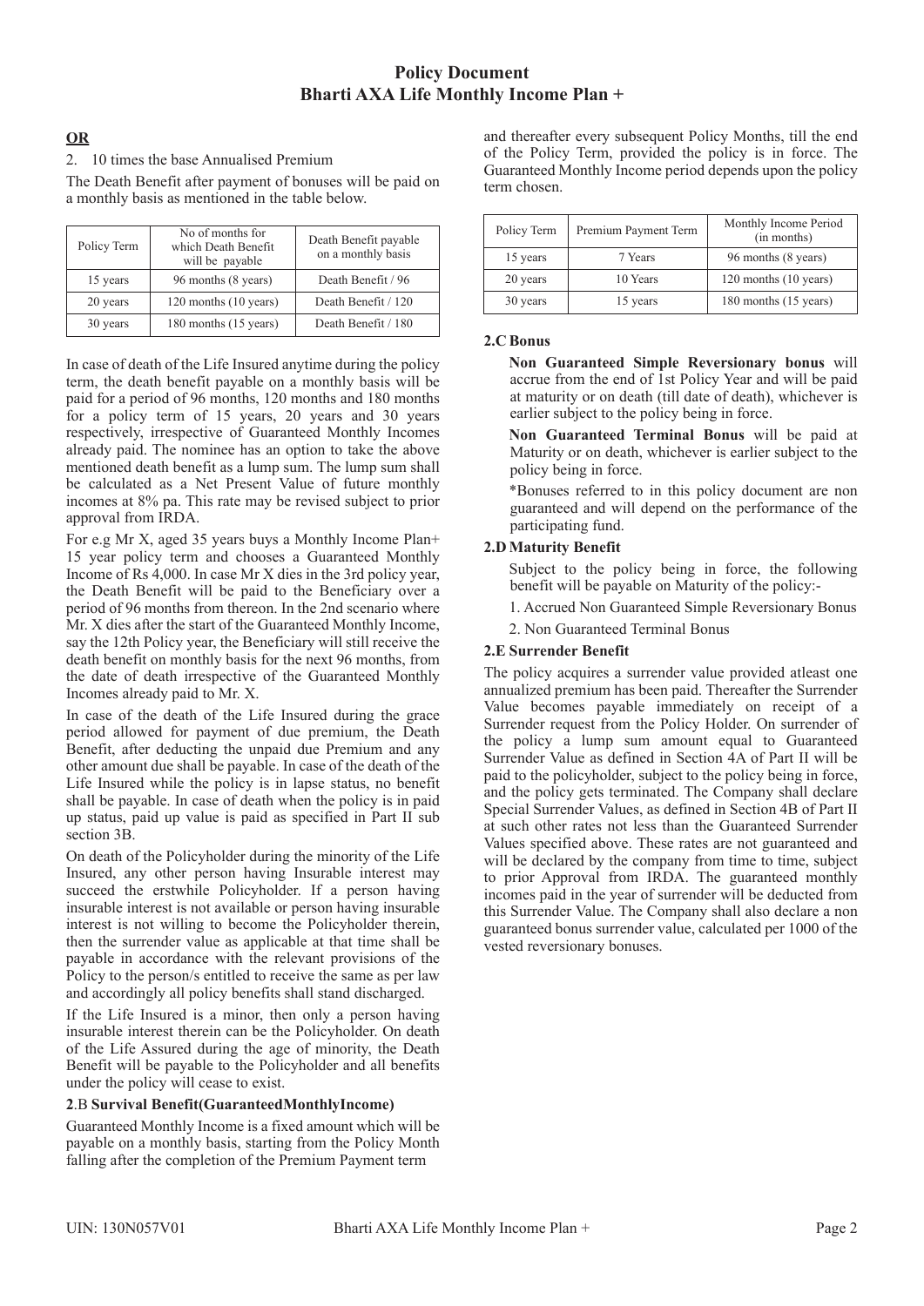**OR**

2. 10 times the base Annualised Premium

The Death Benefit after payment of bonuses will be paid on a monthly basis as mentioned in the table below.

| Policy Term | No of months for which Death Benefit will be payable | Death Benefit payable on a monthly basis |
|---|---|---|
| 15 years | 96 months (8 years) | Death Benefit / 96 |
| 20 years | 120 months (10 years) | Death Benefit / 120 |
| 30 years | 180 months (15 years) | Death Benefit / 180 |

In case of death of the Life Insured anytime during the policy term, the death benefit payable on a monthly basis will be paid for a period of 96 months, 120 months and 180 months for a policy term of 15 years, 20 years and 30 years respectively, irrespective of Guaranteed Monthly Incomes already paid. The nominee has an option to take the above mentioned death benefit as a lump sum. The lump sum shall be calculated as a Net Present Value of future monthly incomes at 8% pa. This rate may be revised subject to prior approval from IRDA.

For e.g Mr X, aged 35 years buys a Monthly Income Plan+ 15 year policy term and chooses a Guaranteed Monthly Income of Rs 4,000. In case Mr X dies in the 3rd policy year, the Death Benefit will be paid to the Beneficiary over a period of 96 months from thereon. In the 2nd scenario where Mr. X dies after the start of the Guaranteed Monthly Income, say the 12th Policy year, the Beneficiary will still receive the death benefit on monthly basis for the next 96 months, from the date of death irrespective of the Guaranteed Monthly Incomes already paid to Mr. X.

In case of the death of the Life Insured during the grace period allowed for payment of due premium, the Death Benefit, after deducting the unpaid due Premium and any other amount due shall be payable. In case of the death of the Life Insured while the policy is in lapse status, no benefit shall be payable. In case of death when the policy is in paid up status, paid up value is paid as specified in Part II sub section 3B.

On death of the Policyholder during the minority of the Life Insured, any other person having Insurable interest may succeed the erstwhile Policyholder. If a person having insurable interest is not available or person having insurable interest is not willing to become the Policyholder therein, then the surrender value as applicable at that time shall be payable in accordance with the relevant provisions of the Policy to the person/s entitled to receive the same as per law and accordingly all policy benefits shall stand discharged.

If the Life Insured is a minor, then only a person having insurable interest therein can be the Policyholder. On death of the Life Assured during the age of minority, the Death Benefit will be payable to the Policyholder and all benefits under the policy will cease to exist.

### 2.B Survival Benefit(GuaranteedMonthlyIncome)

Guaranteed Monthly Income is a fixed amount which will be payable on a monthly basis, starting from the Policy Month falling after the completion of the Premium Payment term and thereafter every subsequent Policy Months, till the end of the Policy Term, provided the policy is in force. The Guaranteed Monthly Income period depends upon the policy term chosen.

| Policy Term | Premium Payment Term | Monthly Income Period (in months) |
|---|---|---|
| 15 years | 7 Years | 96 months (8 years) |
| 20 years | 10 Years | 120 months (10 years) |
| 30 years | 15 years | 180 months (15 years) |

### 2.C Bonus

**Non Guaranteed Simple Reversionary bonus** will accrue from the end of 1st Policy Year and will be paid at maturity or on death (till date of death), whichever is earlier subject to the policy being in force.

**Non Guaranteed Terminal Bonus** will be paid at Maturity or on death, whichever is earlier subject to the policy being in force.

*Bonuses referred to in this policy document are non guaranteed and will depend on the performance of the participating fund.

### 2.D Maturity Benefit

Subject to the policy being in force, the following benefit will be payable on Maturity of the policy:-

1. Accrued Non Guaranteed Simple Reversionary Bonus
2. Non Guaranteed Terminal Bonus

### 2.E Surrender Benefit

The policy acquires a surrender value provided atleast one annualized premium has been paid. Thereafter the Surrender Value becomes payable immediately on receipt of a Surrender request from the Policy Holder. On surrender of the policy a lump sum amount equal to Guaranteed Surrender Value as defined in Section 4A of Part II will be paid to the policyholder, subject to the policy being in force, and the policy gets terminated. The Company shall declare Special Surrender Values, as defined in Section 4B of Part II at such other rates not less than the Guaranteed Surrender Values specified above. These rates are not guaranteed and will be declared by the company from time to time, subject to prior Approval from IRDA. The guaranteed monthly incomes paid in the year of surrender will be deducted from this Surrender Value. The Company shall also declare a non guaranteed bonus surrender value, calculated per 1000 of the vested reversionary bonuses.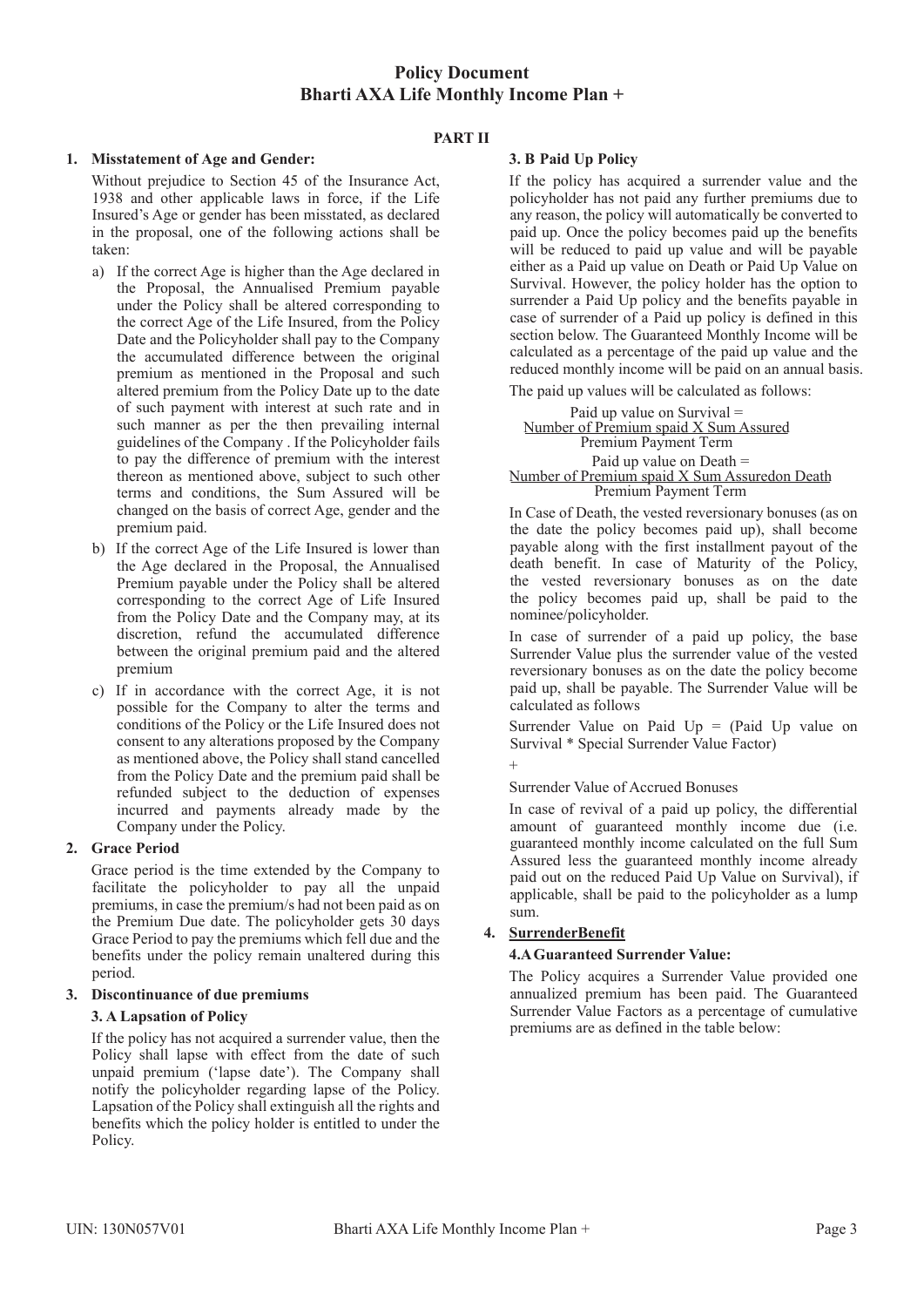# Policy Document
# Bharti AXA Life Monthly Income Plan +

**PART II**

## 1. Misstatement of Age and Gender:

Without prejudice to Section 45 of the Insurance Act, 1938 and other applicable laws in force, if the Life Insured's Age or gender has been misstated, as declared in the proposal, one of the following actions shall be taken:

a) If the correct Age is higher than the Age declared in the Proposal, the Annualised Premium payable under the Policy shall be altered corresponding to the correct Age of the Life Insured, from the Policy Date and the Policyholder shall pay to the Company the accumulated difference between the original premium as mentioned in the Proposal and such altered premium from the Policy Date up to the date of such payment with interest at such rate and in such manner as per the then prevailing internal guidelines of the Company . If the Policyholder fails to pay the difference of premium with the interest thereon as mentioned above, subject to such other terms and conditions, the Sum Assured will be changed on the basis of correct Age, gender and the premium paid.

b) If the correct Age of the Life Insured is lower than the Age declared in the Proposal, the Annualised Premium payable under the Policy shall be altered corresponding to the correct Age of Life Insured from the Policy Date and the Company may, at its discretion, refund the accumulated difference between the original premium paid and the altered premium

c) If in accordance with the correct Age, it is not possible for the Company to alter the terms and conditions of the Policy or the Life Insured does not consent to any alterations proposed by the Company as mentioned above, the Policy shall stand cancelled from the Policy Date and the premium paid shall be refunded subject to the deduction of expenses incurred and payments already made by the Company under the Policy.

## 2. Grace Period

Grace period is the time extended by the Company to facilitate the policyholder to pay all the unpaid premiums, in case the premium/s had not been paid as on the Premium Due date. The policyholder gets 30 days Grace Period to pay the premiums which fell due and the benefits under the policy remain unaltered during this period.

## 3. Discontinuance of due premiums

### 3. A Lapsation of Policy

If the policy has not acquired a surrender value, then the Policy shall lapse with effect from the date of such unpaid premium ('lapse date'). The Company shall notify the policyholder regarding lapse of the Policy. Lapsation of the Policy shall extinguish all the rights and benefits which the policy holder is entitled to under the Policy.

### 3. B Paid Up Policy

If the policy has acquired a surrender value and the policyholder has not paid any further premiums due to any reason, the policy will automatically be converted to paid up. Once the policy becomes paid up the benefits will be reduced to paid up value and will be payable either as a Paid up value on Death or Paid Up Value on Survival. However, the policy holder has the option to surrender a Paid Up policy and the benefits payable in case of surrender of a Paid up policy is defined in this section below. The Guaranteed Monthly Income will be calculated as a percentage of the paid up value and the reduced monthly income will be paid on an annual basis.

The paid up values will be calculated as follows:

$$\text{Paid up value on Survival} = \frac{\text{Number of Premium spaid X Sum Assured}}{\text{Premium Payment Term}}$$

$$\text{Paid up value on Death} = \frac{\text{Number of Premium spaid X Sum Assuredon Death}}{\text{Premium Payment Term}}$$

In Case of Death, the vested reversionary bonuses (as on the date the policy becomes paid up), shall become payable along with the first installment payout of the death benefit. In case of Maturity of the Policy, the vested reversionary bonuses as on the date the policy becomes paid up, shall be paid to the nominee/policyholder.

In case of surrender of a paid up policy, the base Surrender Value plus the surrender value of the vested reversionary bonuses as on the date the policy become paid up, shall be payable. The Surrender Value will be calculated as follows

Surrender Value on Paid Up = (Paid Up value on Survival * Special Surrender Value Factor)

+

Surrender Value of Accrued Bonuses

In case of revival of a paid up policy, the differential amount of guaranteed monthly income due (i.e. guaranteed monthly income calculated on the full Sum Assured less the guaranteed monthly income already paid out on the reduced Paid Up Value on Survival), if applicable, shall be paid to the policyholder as a lump sum.

## 4. SurrenderBenefit

### 4.A Guaranteed Surrender Value:

The Policy acquires a Surrender Value provided one annualized premium has been paid. The Guaranteed Surrender Value Factors as a percentage of cumulative premiums are as defined in the table below: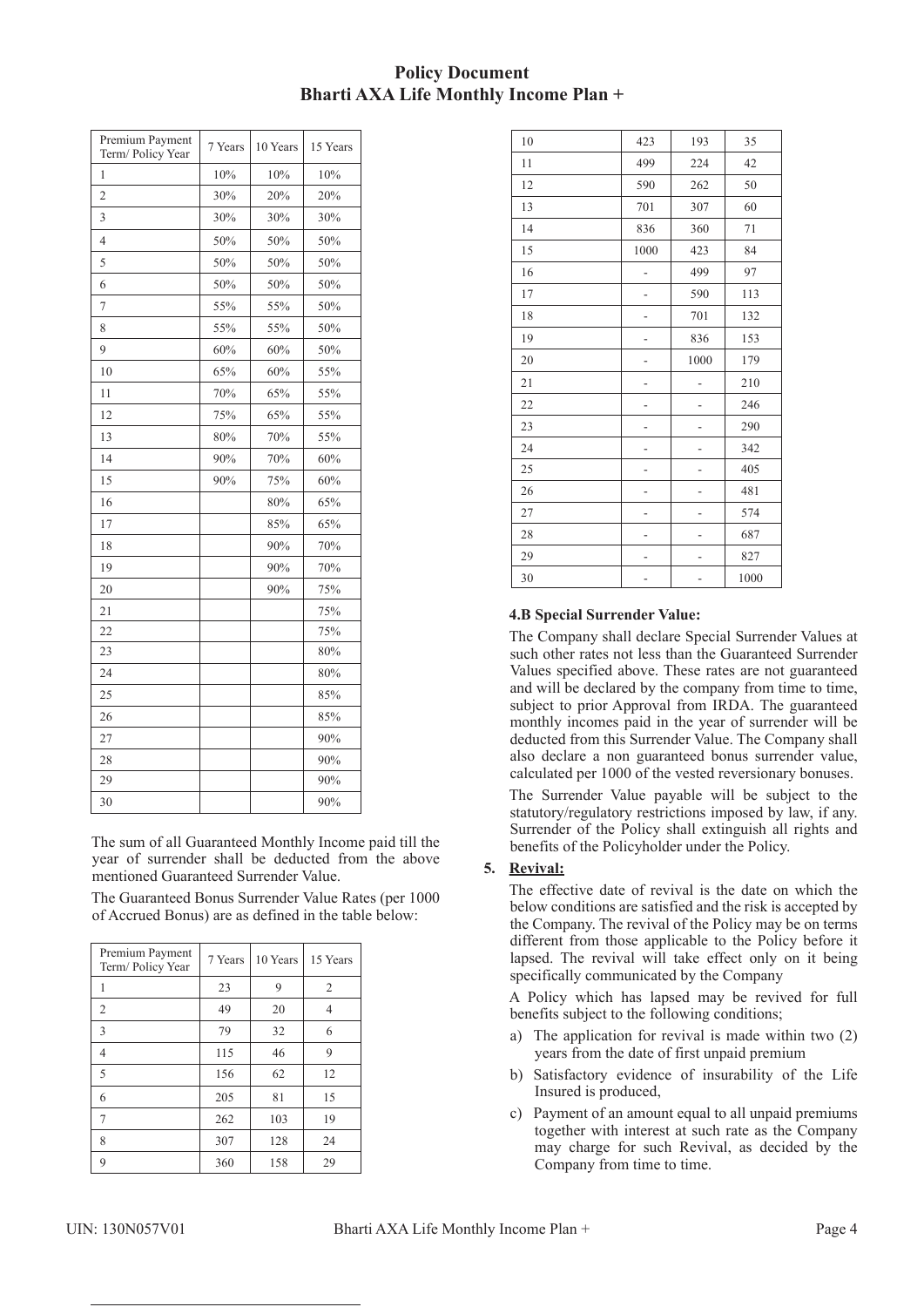| Premium Payment Term/ Policy Year | 7 Years | 10 Years | 15 Years |
|---|---|---|---|
| 1 | 10% | 10% | 10% |
| 2 | 30% | 20% | 20% |
| 3 | 30% | 30% | 30% |
| 4 | 50% | 50% | 50% |
| 5 | 50% | 50% | 50% |
| 6 | 50% | 50% | 50% |
| 7 | 55% | 55% | 50% |
| 8 | 55% | 55% | 50% |
| 9 | 60% | 60% | 50% |
| 10 | 65% | 60% | 55% |
| 11 | 70% | 65% | 55% |
| 12 | 75% | 65% | 55% |
| 13 | 80% | 70% | 55% |
| 14 | 90% | 70% | 60% |
| 15 | 90% | 75% | 60% |
| 16 | | 80% | 65% |
| 17 | | 85% | 65% |
| 18 | | 90% | 70% |
| 19 | | 90% | 70% |
| 20 | | 90% | 75% |
| 21 | | | 75% |
| 22 | | | 75% |
| 23 | | | 80% |
| 24 | | | 80% |
| 25 | | | 85% |
| 26 | | | 85% |
| 27 | | | 90% |
| 28 | | | 90% |
| 29 | | | 90% |
| 30 | | | 90% |

The sum of all Guaranteed Monthly Income paid till the year of surrender shall be deducted from the above mentioned Guaranteed Surrender Value.

The Guaranteed Bonus Surrender Value Rates (per 1000 of Accrued Bonus) are as defined in the table below:

| Premium Payment Term/ Policy Year | 7 Years | 10 Years | 15 Years |
|---|---|---|---|
| 1 | 23 | 9 | 2 |
| 2 | 49 | 20 | 4 |
| 3 | 79 | 32 | 6 |
| 4 | 115 | 46 | 9 |
| 5 | 156 | 62 | 12 |
| 6 | 205 | 81 | 15 |
| 7 | 262 | 103 | 19 |
| 8 | 307 | 128 | 24 |
| 9 | 360 | 158 | 29 |
| 10 | 423 | 193 | 35 |
| 11 | 499 | 224 | 42 |
| 12 | 590 | 262 | 50 |
| 13 | 701 | 307 | 60 |
| 14 | 836 | 360 | 71 |
| 15 | 1000 | 423 | 84 |
| 16 | - | 499 | 97 |
| 17 | - | 590 | 113 |
| 18 | - | 701 | 132 |
| 19 | - | 836 | 153 |
| 20 | - | 1000 | 179 |
| 21 | - | - | 210 |
| 22 | - | - | 246 |
| 23 | - | - | 290 |
| 24 | - | - | 342 |
| 25 | - | - | 405 |
| 26 | - | - | 481 |
| 27 | - | - | 574 |
| 28 | - | - | 687 |
| 29 | - | - | 827 |
| 30 | - | - | 1000 |

**4.B Special Surrender Value:**

The Company shall declare Special Surrender Values at such other rates not less than the Guaranteed Surrender Values specified above. These rates are not guaranteed and will be declared by the company from time to time, subject to prior Approval from IRDA. The guaranteed monthly incomes paid in the year of surrender will be deducted from this Surrender Value. The Company shall also declare a non guaranteed bonus surrender value, calculated per 1000 of the vested reversionary bonuses.

The Surrender Value payable will be subject to the statutory/regulatory restrictions imposed by law, if any. Surrender of the Policy shall extinguish all rights and benefits of the Policyholder under the Policy.

5. **Revival:**

The effective date of revival is the date on which the below conditions are satisfied and the risk is accepted by the Company. The revival of the Policy may be on terms different from those applicable to the Policy before it lapsed. The revival will take effect only on it being specifically communicated by the Company

A Policy which has lapsed may be revived for full benefits subject to the following conditions;

a) The application for revival is made within two (2) years from the date of first unpaid premium
b) Satisfactory evidence of insurability of the Life Insured is produced,
c) Payment of an amount equal to all unpaid premiums together with interest at such rate as the Company may charge for such Revival, as decided by the Company from time to time.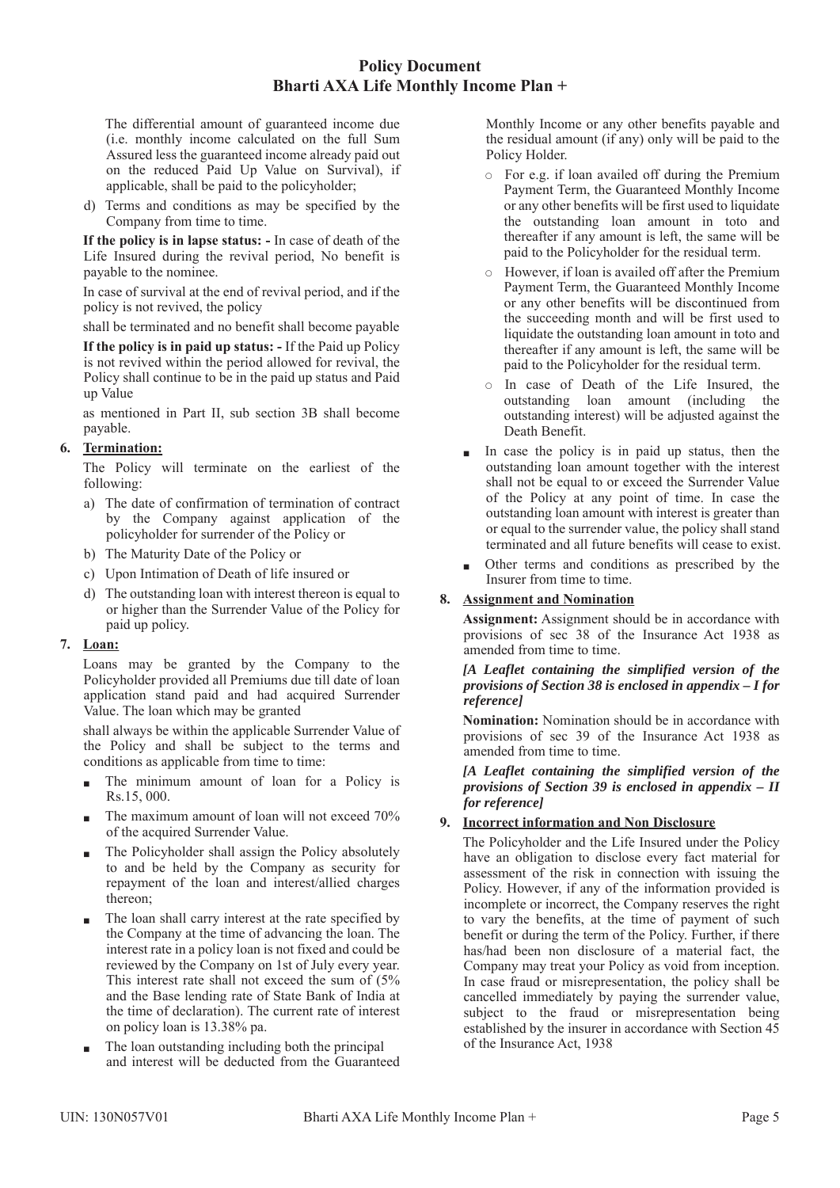The differential amount of guaranteed income due (i.e. monthly income calculated on the full Sum Assured less the guaranteed income already paid out on the reduced Paid Up Value on Survival), if applicable, shall be paid to the policyholder;

d) Terms and conditions as may be specified by the Company from time to time.

**If the policy is in lapse status: -** In case of death of the Life Insured during the revival period, No benefit is payable to the nominee.

In case of survival at the end of revival period, and if the policy is not revived, the policy

shall be terminated and no benefit shall become payable

**If the policy is in paid up status: -** If the Paid up Policy is not revived within the period allowed for revival, the Policy shall continue to be in the paid up status and Paid up Value

as mentioned in Part II, sub section 3B shall become payable.

**6. Termination:**

The Policy will terminate on the earliest of the following:

a) The date of confirmation of termination of contract by the Company against application of the policyholder for surrender of the Policy or
b) The Maturity Date of the Policy or
c) Upon Intimation of Death of life insured or
d) The outstanding loan with interest thereon is equal to or higher than the Surrender Value of the Policy for paid up policy.

**7. Loan:**

Loans may be granted by the Company to the Policyholder provided all Premiums due till date of loan application stand paid and had acquired Surrender Value. The loan which may be granted

shall always be within the applicable Surrender Value of the Policy and shall be subject to the terms and conditions as applicable from time to time:

- The minimum amount of loan for a Policy is Rs.15, 000.
- The maximum amount of loan will not exceed 70% of the acquired Surrender Value.
- The Policyholder shall assign the Policy absolutely to and be held by the Company as security for repayment of the loan and interest/allied charges thereon;
- The loan shall carry interest at the rate specified by the Company at the time of advancing the loan. The interest rate in a policy loan is not fixed and could be reviewed by the Company on 1st of July every year. This interest rate shall not exceed the sum of (5% and the Base lending rate of State Bank of India at the time of declaration). The current rate of interest on policy loan is 13.38% pa.
- The loan outstanding including both the principal and interest will be deducted from the Guaranteed Monthly Income or any other benefits payable and the residual amount (if any) only will be paid to the Policy Holder.
    - For e.g. if loan availed off during the Premium Payment Term, the Guaranteed Monthly Income or any other benefits will be first used to liquidate the outstanding loan amount in toto and thereafter if any amount is left, the same will be paid to the Policyholder for the residual term.
    - However, if loan is availed off after the Premium Payment Term, the Guaranteed Monthly Income or any other benefits will be discontinued from the succeeding month and will be first used to liquidate the outstanding loan amount in toto and thereafter if any amount is left, the same will be paid to the Policyholder for the residual term.
    - In case of Death of the Life Insured, the outstanding loan amount (including the outstanding interest) will be adjusted against the Death Benefit.
- In case the policy is in paid up status, then the outstanding loan amount together with the interest shall not be equal to or exceed the Surrender Value of the Policy at any point of time. In case the outstanding loan amount with interest is greater than or equal to the surrender value, the policy shall stand terminated and all future benefits will cease to exist.
- Other terms and conditions as prescribed by the Insurer from time to time.

**8. Assignment and Nomination**

**Assignment:** Assignment should be in accordance with provisions of sec 38 of the Insurance Act 1938 as amended from time to time.

***[A Leaflet containing the simplified version of the provisions of Section 38 is enclosed in appendix – I for reference]***

**Nomination:** Nomination should be in accordance with provisions of sec 39 of the Insurance Act 1938 as amended from time to time.

***[A Leaflet containing the simplified version of the provisions of Section 39 is enclosed in appendix – II for reference]***

**9. Incorrect information and Non Disclosure**

The Policyholder and the Life Insured under the Policy have an obligation to disclose every fact material for assessment of the risk in connection with issuing the Policy. However, if any of the information provided is incomplete or incorrect, the Company reserves the right to vary the benefits, at the time of payment of such benefit or during the term of the Policy. Further, if there has/had been non disclosure of a material fact, the Company may treat your Policy as void from inception. In case fraud or misrepresentation, the policy shall be cancelled immediately by paying the surrender value, subject to the fraud or misrepresentation being established by the insurer in accordance with Section 45 of the Insurance Act, 1938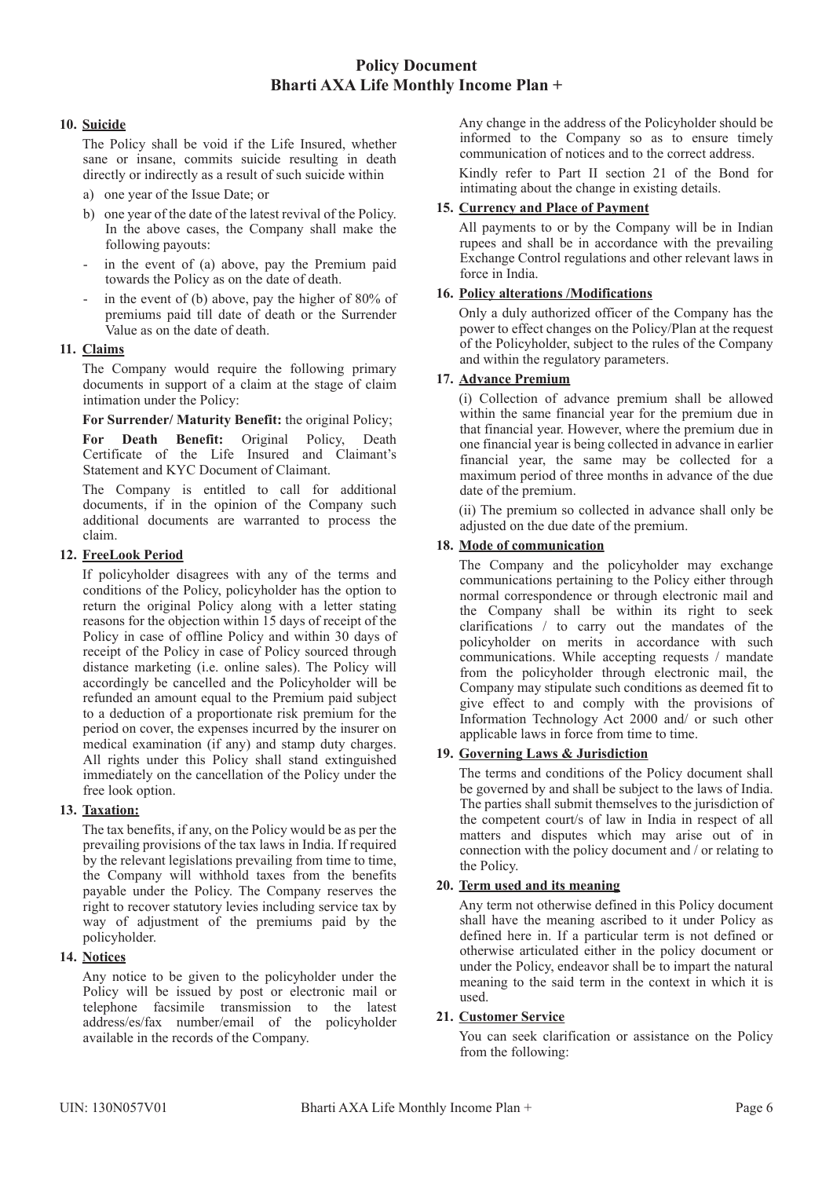**10. Suicide**

The Policy shall be void if the Life Insured, whether sane or insane, commits suicide resulting in death directly or indirectly as a result of such suicide within

a) one year of the Issue Date; or

b) one year of the date of the latest revival of the Policy. In the above cases, the Company shall make the following payouts:

- in the event of (a) above, pay the Premium paid towards the Policy as on the date of death.
- in the event of (b) above, pay the higher of 80% of premiums paid till date of death or the Surrender Value as on the date of death.

**11. Claims**

The Company would require the following primary documents in support of a claim at the stage of claim intimation under the Policy:

**For Surrender/ Maturity Benefit:** the original Policy;

**For Death Benefit:** Original Policy, Death Certificate of the Life Insured and Claimant's Statement and KYC Document of Claimant.

The Company is entitled to call for additional documents, if in the opinion of the Company such additional documents are warranted to process the claim.

**12. FreeLook Period**

If policyholder disagrees with any of the terms and conditions of the Policy, policyholder has the option to return the original Policy along with a letter stating reasons for the objection within 15 days of receipt of the Policy in case of offline Policy and within 30 days of receipt of the Policy in case of Policy sourced through distance marketing (i.e. online sales). The Policy will accordingly be cancelled and the Policyholder will be refunded an amount equal to the Premium paid subject to a deduction of a proportionate risk premium for the period on cover, the expenses incurred by the insurer on medical examination (if any) and stamp duty charges. All rights under this Policy shall stand extinguished immediately on the cancellation of the Policy under the free look option.

**13. Taxation:**

The tax benefits, if any, on the Policy would be as per the prevailing provisions of the tax laws in India. If required by the relevant legislations prevailing from time to time, the Company will withhold taxes from the benefits payable under the Policy. The Company reserves the right to recover statutory levies including service tax by way of adjustment of the premiums paid by the policyholder.

**14. Notices**

Any notice to be given to the policyholder under the Policy will be issued by post or electronic mail or telephone facsimile transmission to the latest address/es/fax number/email of the policyholder available in the records of the Company.

Any change in the address of the Policyholder should be informed to the Company so as to ensure timely communication of notices and to the correct address.

Kindly refer to Part II section 21 of the Bond for intimating about the change in existing details.

**15. Currency and Place of Payment**

All payments to or by the Company will be in Indian rupees and shall be in accordance with the prevailing Exchange Control regulations and other relevant laws in force in India.

**16. Policy alterations /Modifications**

Only a duly authorized officer of the Company has the power to effect changes on the Policy/Plan at the request of the Policyholder, subject to the rules of the Company and within the regulatory parameters.

**17. Advance Premium**

(i) Collection of advance premium shall be allowed within the same financial year for the premium due in that financial year. However, where the premium due in one financial year is being collected in advance in earlier financial year, the same may be collected for a maximum period of three months in advance of the due date of the premium.

(ii) The premium so collected in advance shall only be adjusted on the due date of the premium.

**18. Mode of communication**

The Company and the policyholder may exchange communications pertaining to the Policy either through normal correspondence or through electronic mail and the Company shall be within its right to seek clarifications / to carry out the mandates of the policyholder on merits in accordance with such communications. While accepting requests / mandate from the policyholder through electronic mail, the Company may stipulate such conditions as deemed fit to give effect to and comply with the provisions of Information Technology Act 2000 and/ or such other applicable laws in force from time to time.

**19. Governing Laws & Jurisdiction**

The terms and conditions of the Policy document shall be governed by and shall be subject to the laws of India. The parties shall submit themselves to the jurisdiction of the competent court/s of law in India in respect of all matters and disputes which may arise out of in connection with the policy document and / or relating to the Policy.

**20. Term used and its meaning**

Any term not otherwise defined in this Policy document shall have the meaning ascribed to it under Policy as defined here in. If a particular term is not defined or otherwise articulated either in the policy document or under the Policy, endeavor shall be to impart the natural meaning to the said term in the context in which it is used.

**21. Customer Service**

You can seek clarification or assistance on the Policy from the following: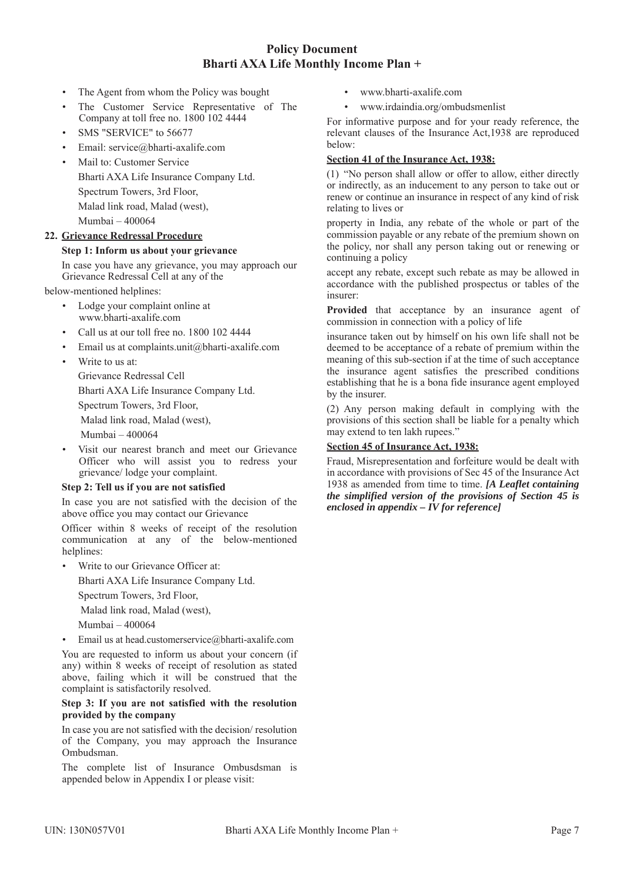- The Agent from whom the Policy was bought
- The Customer Service Representative of The Company at toll free no. 1800 102 4444
- SMS "SERVICE" to 56677
- Email: service@bharti-axalife.com
- Mail to: Customer Service

  Bharti AXA Life Insurance Company Ltd.

  Spectrum Towers, 3rd Floor,

  Malad link road, Malad (west),

  Mumbai – 400064

## 22. Grievance Redressal Procedure

**Step 1: Inform us about your grievance**

In case you have any grievance, you may approach our Grievance Redressal Cell at any of the below-mentioned helplines:

- Lodge your complaint online at www.bharti-axalife.com
- Call us at our toll free no. 1800 102 4444
- Email us at complaints.unit@bharti-axalife.com
- Write to us at:

  Grievance Redressal Cell

  Bharti AXA Life Insurance Company Ltd.

  Spectrum Towers, 3rd Floor,

  Malad link road, Malad (west),

  Mumbai – 400064
- Visit our nearest branch and meet our Grievance Officer who will assist you to redress your grievance/ lodge your complaint.

**Step 2: Tell us if you are not satisfied**

In case you are not satisfied with the decision of the above office you may contact our Grievance Officer within 8 weeks of receipt of the resolution communication at any of the below-mentioned helplines:

- Write to our Grievance Officer at:

  Bharti AXA Life Insurance Company Ltd.

  Spectrum Towers, 3rd Floor,

  Malad link road, Malad (west),

  Mumbai – 400064
- Email us at head.customerservice@bharti-axalife.com

You are requested to inform us about your concern (if any) within 8 weeks of receipt of resolution as stated above, failing which it will be construed that the complaint is satisfactorily resolved.

**Step 3: If you are not satisfied with the resolution provided by the company**

In case you are not satisfied with the decision/ resolution of the Company, you may approach the Insurance Ombudsman.

The complete list of Insurance Ombusdsman is appended below in Appendix I or please visit:

- www.bharti-axalife.com
- www.irdaindia.org/ombudsmenlist

For informative purpose and for your ready reference, the relevant clauses of the Insurance Act,1938 are reproduced below:

**Section 41 of the Insurance Act, 1938:**

(1) "No person shall allow or offer to allow, either directly or indirectly, as an inducement to any person to take out or renew or continue an insurance in respect of any kind of risk relating to lives or property in India, any rebate of the whole or part of the commission payable or any rebate of the premium shown on the policy, nor shall any person taking out or renewing or continuing a policy accept any rebate, except such rebate as may be allowed in accordance with the published prospectus or tables of the insurer:

**Provided** that acceptance by an insurance agent of commission in connection with a policy of life insurance taken out by himself on his own life shall not be deemed to be acceptance of a rebate of premium within the meaning of this sub-section if at the time of such acceptance the insurance agent satisfies the prescribed conditions establishing that he is a bona fide insurance agent employed by the insurer.

(2) Any person making default in complying with the provisions of this section shall be liable for a penalty which may extend to ten lakh rupees."

**Section 45 of Insurance Act, 1938:**

Fraud, Misrepresentation and forfeiture would be dealt with in accordance with provisions of Sec 45 of the Insurance Act 1938 as amended from time to time. ***[A Leaflet containing the simplified version of the provisions of Section 45 is enclosed in appendix – IV for reference]***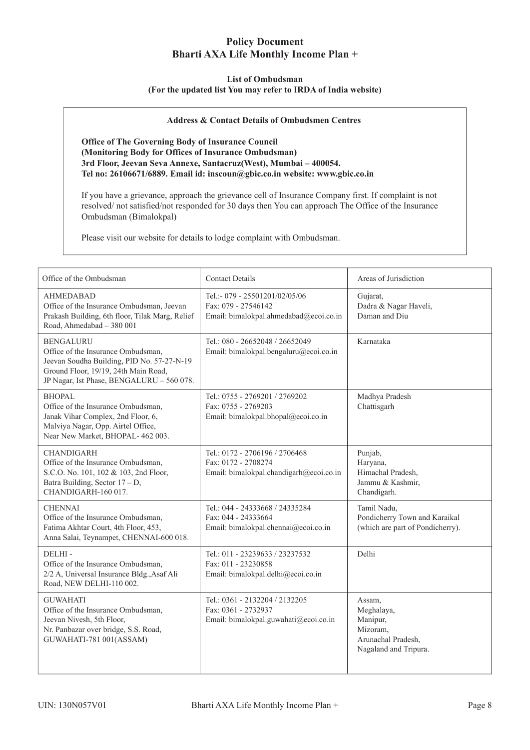# Policy Document
# Bharti AXA Life Monthly Income Plan +

### List of Ombudsman
### (For the updated list You may refer to IRDA of India website)

**Address & Contact Details of Ombudsmen Centres**

**Office of The Governing Body of Insurance Council**
**(Monitoring Body for Offices of Insurance Ombudsman)**
**3rd Floor, Jeevan Seva Annexe, Santacruz(West), Mumbai – 400054.**
**Tel no: 26106671/6889. Email id: inscoun@gbic.co.in website: www.gbic.co.in**

If you have a grievance, approach the grievance cell of Insurance Company first. If complaint is not resolved/ not satisfied/not responded for 30 days then You can approach The Office of the Insurance Ombudsman (Bimalokpal)

Please visit our website for details to lodge complaint with Ombudsman.

| Office of the Ombudsman | Contact Details | Areas of Jurisdiction |
|---|---|---|
| AHMEDABAD<br>Office of the Insurance Ombudsman, Jeevan Prakash Building, 6th floor, Tilak Marg, Relief Road, Ahmedabad – 380 001 | Tel.:- 079 - 25501201/02/05/06<br>Fax: 079 - 27546142<br>Email: bimalokpal.ahmedabad@ecoi.co.in | Gujarat,<br>Dadra & Nagar Haveli,<br>Daman and Diu |
| BENGALURU<br>Office of the Insurance Ombudsman,<br>Jeevan Soudha Building, PID No. 57-27-N-19<br>Ground Floor, 19/19, 24th Main Road,<br>JP Nagar, Ist Phase, BENGALURU – 560 078. | Tel.: 080 - 26652048 / 26652049<br>Email: bimalokpal.bengaluru@ecoi.co.in | Karnataka |
| BHOPAL<br>Office of the Insurance Ombudsman,<br>Janak Vihar Complex, 2nd Floor, 6,<br>Malviya Nagar, Opp. Airtel Office,<br>Near New Market, BHOPAL- 462 003. | Tel.: 0755 - 2769201 / 2769202<br>Fax: 0755 - 2769203<br>Email: bimalokpal.bhopal@ecoi.co.in | Madhya Pradesh<br>Chattisgarh |
| CHANDIGARH<br>Office of the Insurance Ombudsman,<br>S.C.O. No. 101, 102 & 103, 2nd Floor,<br>Batra Building, Sector 17 – D,<br>CHANDIGARH-160 017. | Tel.: 0172 - 2706196 / 2706468<br>Fax: 0172 - 2708274<br>Email: bimalokpal.chandigarh@ecoi.co.in | Punjab,<br>Haryana,<br>Himachal Pradesh,<br>Jammu & Kashmir,<br>Chandigarh. |
| CHENNAI<br>Office of the Insurance Ombudsman,<br>Fatima Akhtar Court, 4th Floor, 453,<br>Anna Salai, Teynampet, CHENNAI-600 018. | Tel.: 044 - 24333668 / 24335284<br>Fax: 044 - 24333664<br>Email: bimalokpal.chennai@ecoi.co.in | Tamil Nadu,<br>Pondicherry Town and Karaikal<br>(which are part of Pondicherry). |
| DELHI -<br>Office of the Insurance Ombudsman,<br>2/2 A, Universal Insurance Bldg.,Asaf Ali Road, NEW DELHI-110 002. | Tel.: 011 - 23239633 / 23237532<br>Fax: 011 - 23230858<br>Email: bimalokpal.delhi@ecoi.co.in | Delhi |
| GUWAHATI<br>Office of the Insurance Ombudsman,<br>Jeevan Nivesh, 5th Floor,<br>Nr. Panbazar over bridge, S.S. Road,<br>GUWAHATI-781 001(ASSAM) | Tel.: 0361 - 2132204 / 2132205<br>Fax: 0361 - 2732937<br>Email: bimalokpal.guwahati@ecoi.co.in | Assam,<br>Meghalaya,<br>Manipur,<br>Mizoram,<br>Arunachal Pradesh,<br>Nagaland and Tripura. |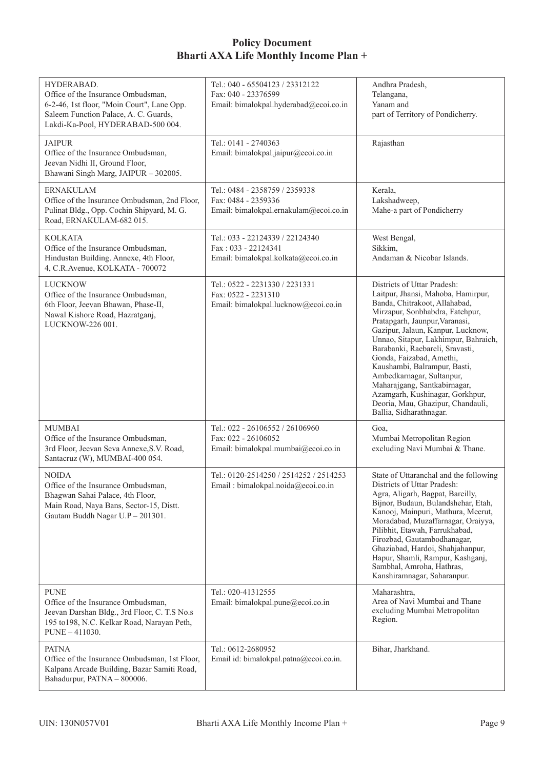| HYDERABAD.<br>Office of the Insurance Ombudsman,<br>6-2-46, 1st floor, "Moin Court", Lane Opp. Saleem Function Palace, A. C. Guards, Lakdi-Ka-Pool, HYDERABAD-500 004. | Tel.: 040 - 65504123 / 23312122<br>Fax: 040 - 23376599<br>Email: bimalokpal.hyderabad@ecoi.co.in | Andhra Pradesh,<br>Telangana,<br>Yanam and<br>part of Territory of Pondicherry. |
|---|---|---|
| JAIPUR<br>Office of the Insurance Ombudsman,<br>Jeevan Nidhi II, Ground Floor,<br>Bhawani Singh Marg, JAIPUR – 302005. | Tel.: 0141 - 2740363<br>Email: bimalokpal.jaipur@ecoi.co.in | Rajasthan |
| ERNAKULAM<br>Office of the Insurance Ombudsman, 2nd Floor, Pulinat Bldg., Opp. Cochin Shipyard, M. G. Road, ERNAKULAM-682 015. | Tel.: 0484 - 2358759 / 2359338<br>Fax: 0484 - 2359336<br>Email: bimalokpal.ernakulam@ecoi.co.in | Kerala,<br>Lakshadweep,<br>Mahe-a part of Pondicherry |
| KOLKATA<br>Office of the Insurance Ombudsman,<br>Hindustan Building. Annexe, 4th Floor,<br>4, C.R.Avenue, KOLKATA - 700072 | Tel.: 033 - 22124339 / 22124340<br>Fax : 033 - 22124341<br>Email: bimalokpal.kolkata@ecoi.co.in | West Bengal,<br>Sikkim,<br>Andaman & Nicobar Islands. |
| LUCKNOW<br>Office of the Insurance Ombudsman,<br>6th Floor, Jeevan Bhawan, Phase-II,<br>Nawal Kishore Road, Hazratganj,<br>LUCKNOW-226 001. | Tel.: 0522 - 2231330 / 2231331<br>Fax: 0522 - 2231310<br>Email: bimalokpal.lucknow@ecoi.co.in | Districts of Uttar Pradesh:<br>Laitpur, Jhansi, Mahoba, Hamirpur, Banda, Chitrakoot, Allahabad, Mirzapur, Sonbhabdra, Fatehpur, Pratapgarh, Jaunpur,Varanasi, Gazipur, Jalaun, Kanpur, Lucknow, Unnao, Sitapur, Lakhimpur, Bahraich, Barabanki, Raebareli, Sravasti, Gonda, Faizabad, Amethi, Kaushambi, Balrampur, Basti, Ambedkarnagar, Sultanpur, Maharajgang, Santkabirnagar, Azamgarh, Kushinagar, Gorkhpur, Deoria, Mau, Ghazipur, Chandauli, Ballia, Sidharathnagar. |
| MUMBAI<br>Office of the Insurance Ombudsman,<br>3rd Floor, Jeevan Seva Annexe,S.V. Road, Santacruz (W), MUMBAI-400 054. | Tel.: 022 - 26106552 / 26106960<br>Fax: 022 - 26106052<br>Email: bimalokpal.mumbai@ecoi.co.in | Goa,<br>Mumbai Metropolitan Region excluding Navi Mumbai & Thane. |
| NOIDA<br>Office of the Insurance Ombudsman,<br>Bhagwan Sahai Palace, 4th Floor,<br>Main Road, Naya Bans, Sector-15, Distt. Gautam Buddh Nagar U.P – 201301. | Tel.: 0120-2514250 / 2514252 / 2514253<br>Email : bimalokpal.noida@ecoi.co.in | State of Uttaranchal and the following Districts of Uttar Pradesh:<br>Agra, Aligarh, Bagpat, Bareilly, Bijnor, Budaun, Bulandshehar, Etah, Kanooj, Mainpuri, Mathura, Meerut, Moradabad, Muzaffarnagar, Oraiyya, Pilibhit, Etawah, Farrukhabad, Firozbad, Gautambodhanagar, Ghaziabad, Hardoi, Shahjahanpur, Hapur, Shamli, Rampur, Kashganj, Sambhal, Amroha, Hathras, Kanshiramnagar, Saharanpur. |
| PUNE<br>Office of the Insurance Ombudsman,<br>Jeevan Darshan Bldg., 3rd Floor, C. T.S No.s 195 to198, N.C. Kelkar Road, Narayan Peth, PUNE – 411030. | Tel.: 020-41312555<br>Email: bimalokpal.pune@ecoi.co.in | Maharashtra,<br>Area of Navi Mumbai and Thane excluding Mumbai Metropolitan Region. |
| PATNA<br>Office of the Insurance Ombudsman, 1st Floor, Kalpana Arcade Building, Bazar Samiti Road, Bahadurpur, PATNA – 800006. | Tel.: 0612-2680952<br>Email id: bimalokpal.patna@ecoi.co.in. | Bihar, Jharkhand. |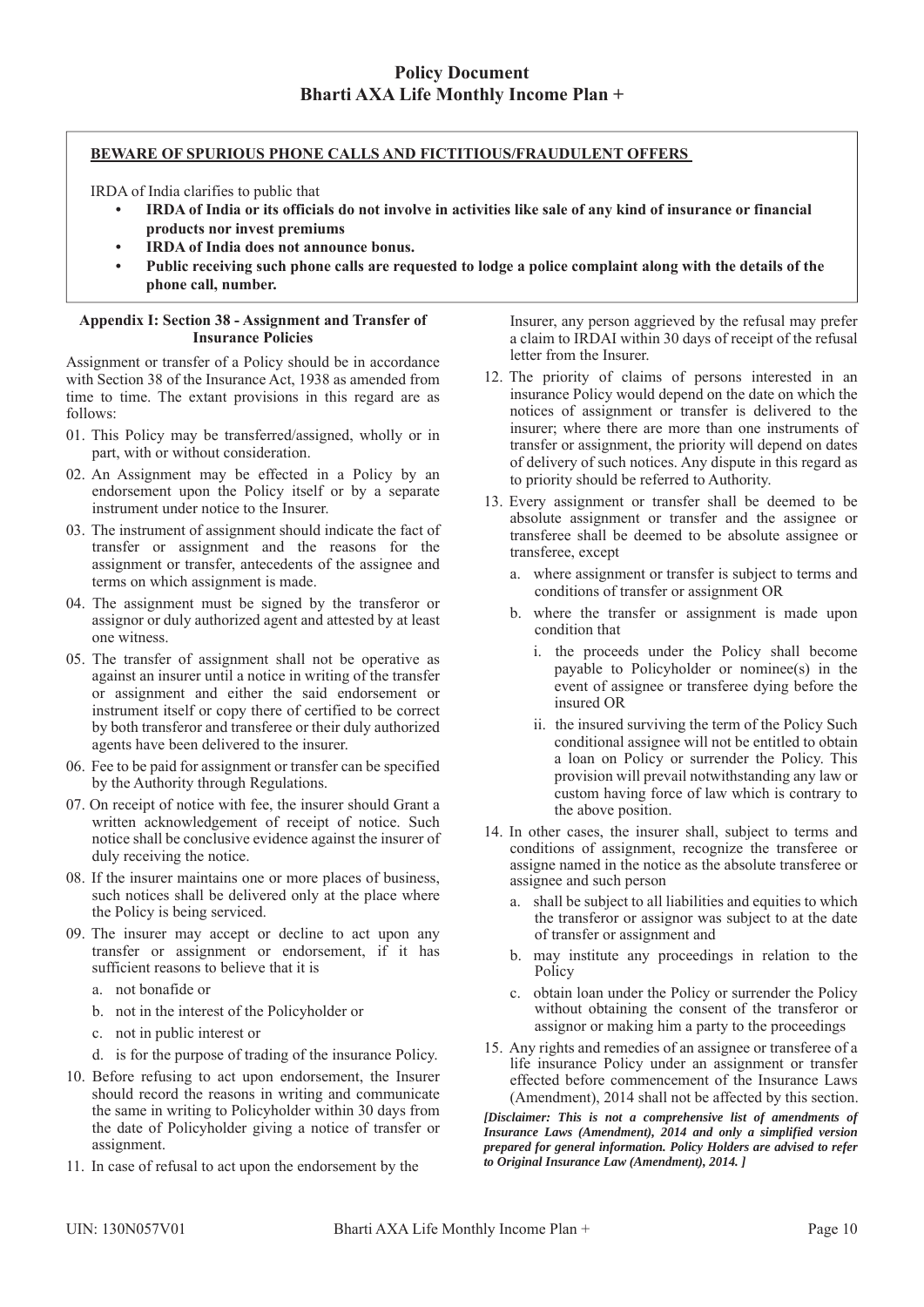# Policy Document
# Bharti AXA Life Monthly Income Plan +

**BEWARE OF SPURIOUS PHONE CALLS AND FICTITIOUS/FRAUDULENT OFFERS**

IRDA of India clarifies to public that

- **IRDA of India or its officials do not involve in activities like sale of any kind of insurance or financial products nor invest premiums**
- **IRDA of India does not announce bonus.**
- **Public receiving such phone calls are requested to lodge a police complaint along with the details of the phone call, number.**

### Appendix I: Section 38 - Assignment and Transfer of Insurance Policies

Assignment or transfer of a Policy should be in accordance with Section 38 of the Insurance Act, 1938 as amended from time to time. The extant provisions in this regard are as follows:

01. This Policy may be transferred/assigned, wholly or in part, with or without consideration.
02. An Assignment may be effected in a Policy by an endorsement upon the Policy itself or by a separate instrument under notice to the Insurer.
03. The instrument of assignment should indicate the fact of transfer or assignment and the reasons for the assignment or transfer, antecedents of the assignee and terms on which assignment is made.
04. The assignment must be signed by the transferor or assignor or duly authorized agent and attested by at least one witness.
05. The transfer of assignment shall not be operative as against an insurer until a notice in writing of the transfer or assignment and either the said endorsement or instrument itself or copy there of certified to be correct by both transferor and transferee or their duly authorized agents have been delivered to the insurer.
06. Fee to be paid for assignment or transfer can be specified by the Authority through Regulations.
07. On receipt of notice with fee, the insurer should Grant a written acknowledgement of receipt of notice. Such notice shall be conclusive evidence against the insurer of duly receiving the notice.
08. If the insurer maintains one or more places of business, such notices shall be delivered only at the place where the Policy is being serviced.
09. The insurer may accept or decline to act upon any transfer or assignment or endorsement, if it has sufficient reasons to believe that it is
    a. not bonafide or
    b. not in the interest of the Policyholder or
    c. not in public interest or
    d. is for the purpose of trading of the insurance Policy.
10. Before refusing to act upon endorsement, the Insurer should record the reasons in writing and communicate the same in writing to Policyholder within 30 days from the date of Policyholder giving a notice of transfer or assignment.
11. In case of refusal to act upon the endorsement by the Insurer, any person aggrieved by the refusal may prefer a claim to IRDAI within 30 days of receipt of the refusal letter from the Insurer.
12. The priority of claims of persons interested in an insurance Policy would depend on the date on which the notices of assignment or transfer is delivered to the insurer; where there are more than one instruments of transfer or assignment, the priority will depend on dates of delivery of such notices. Any dispute in this regard as to priority should be referred to Authority.
13. Every assignment or transfer shall be deemed to be absolute assignment or transfer and the assignee or transferee shall be deemed to be absolute assignee or transferee, except
    a. where assignment or transfer is subject to terms and conditions of transfer or assignment OR
    b. where the transfer or assignment is made upon condition that
       i. the proceeds under the Policy shall become payable to Policyholder or nominee(s) in the event of assignee or transferee dying before the insured OR
       ii. the insured surviving the term of the Policy Such conditional assignee will not be entitled to obtain a loan on Policy or surrender the Policy. This provision will prevail notwithstanding any law or custom having force of law which is contrary to the above position.
14. In other cases, the insurer shall, subject to terms and conditions of assignment, recognize the transferee or assigne named in the notice as the absolute transferee or assignee and such person
    a. shall be subject to all liabilities and equities to which the transferor or assignor was subject to at the date of transfer or assignment and
    b. may institute any proceedings in relation to the Policy
    c. obtain loan under the Policy or surrender the Policy without obtaining the consent of the transferor or assignor or making him a party to the proceedings
15. Any rights and remedies of an assignee or transferee of a life insurance Policy under an assignment or transfer effected before commencement of the Insurance Laws (Amendment), 2014 shall not be affected by this section.

***[Disclaimer: This is not a comprehensive list of amendments of Insurance Laws (Amendment), 2014 and only a simplified version prepared for general information. Policy Holders are advised to refer to Original Insurance Law (Amendment), 2014. ]***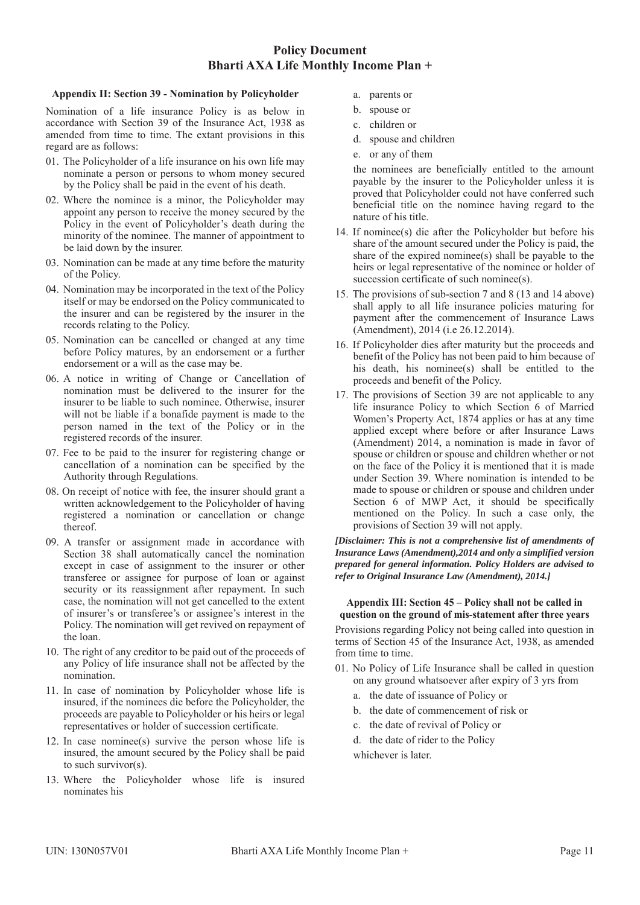## Appendix II: Section 39 - Nomination by Policyholder

Nomination of a life insurance Policy is as below in accordance with Section 39 of the Insurance Act, 1938 as amended from time to time. The extant provisions in this regard are as follows:

01. The Policyholder of a life insurance on his own life may nominate a person or persons to whom money secured by the Policy shall be paid in the event of his death.
02. Where the nominee is a minor, the Policyholder may appoint any person to receive the money secured by the Policy in the event of Policyholder's death during the minority of the nominee. The manner of appointment to be laid down by the insurer.
03. Nomination can be made at any time before the maturity of the Policy.
04. Nomination may be incorporated in the text of the Policy itself or may be endorsed on the Policy communicated to the insurer and can be registered by the insurer in the records relating to the Policy.
05. Nomination can be cancelled or changed at any time before Policy matures, by an endorsement or a further endorsement or a will as the case may be.
06. A notice in writing of Change or Cancellation of nomination must be delivered to the insurer for the insurer to be liable to such nominee. Otherwise, insurer will not be liable if a bonafide payment is made to the person named in the text of the Policy or in the registered records of the insurer.
07. Fee to be paid to the insurer for registering change or cancellation of a nomination can be specified by the Authority through Regulations.
08. On receipt of notice with fee, the insurer should grant a written acknowledgement to the Policyholder of having registered a nomination or cancellation or change thereof.
09. A transfer or assignment made in accordance with Section 38 shall automatically cancel the nomination except in case of assignment to the insurer or other transferee or assignee for purpose of loan or against security or its reassignment after repayment. In such case, the nomination will not get cancelled to the extent of insurer's or transferee's or assignee's interest in the Policy. The nomination will get revived on repayment of the loan.
10. The right of any creditor to be paid out of the proceeds of any Policy of life insurance shall not be affected by the nomination.
11. In case of nomination by Policyholder whose life is insured, if the nominees die before the Policyholder, the proceeds are payable to Policyholder or his heirs or legal representatives or holder of succession certificate.
12. In case nominee(s) survive the person whose life is insured, the amount secured by the Policy shall be paid to such survivor(s).
13. Where the Policyholder whose life is insured nominates his
    a. parents or
    b. spouse or
    c. children or
    d. spouse and children
    e. or any of them

    the nominees are beneficially entitled to the amount payable by the insurer to the Policyholder unless it is proved that Policyholder could not have conferred such beneficial title on the nominee having regard to the nature of his title.
14. If nominee(s) die after the Policyholder but before his share of the amount secured under the Policy is paid, the share of the expired nominee(s) shall be payable to the heirs or legal representative of the nominee or holder of succession certificate of such nominee(s).
15. The provisions of sub-section 7 and 8 (13 and 14 above) shall apply to all life insurance policies maturing for payment after the commencement of Insurance Laws (Amendment), 2014 (i.e 26.12.2014).
16. If Policyholder dies after maturity but the proceeds and benefit of the Policy has not been paid to him because of his death, his nominee(s) shall be entitled to the proceeds and benefit of the Policy.
17. The provisions of Section 39 are not applicable to any life insurance Policy to which Section 6 of Married Women's Property Act, 1874 applies or has at any time applied except where before or after Insurance Laws (Amendment) 2014, a nomination is made in favor of spouse or children or spouse and children whether or not on the face of the Policy it is mentioned that it is made under Section 39. Where nomination is intended to be made to spouse or children or spouse and children under Section 6 of MWP Act, it should be specifically mentioned on the Policy. In such a case only, the provisions of Section 39 will not apply.

***[Disclaimer: This is not a comprehensive list of amendments of Insurance Laws (Amendment),2014 and only a simplified version prepared for general information. Policy Holders are advised to refer to Original Insurance Law (Amendment), 2014.]***

## Appendix III: Section 45 – Policy shall not be called in question on the ground of mis-statement after three years

Provisions regarding Policy not being called into question in terms of Section 45 of the Insurance Act, 1938, as amended from time to time.

01. No Policy of Life Insurance shall be called in question on any ground whatsoever after expiry of 3 yrs from
    a. the date of issuance of Policy or
    b. the date of commencement of risk or
    c. the date of revival of Policy or
    d. the date of rider to the Policy

    whichever is later.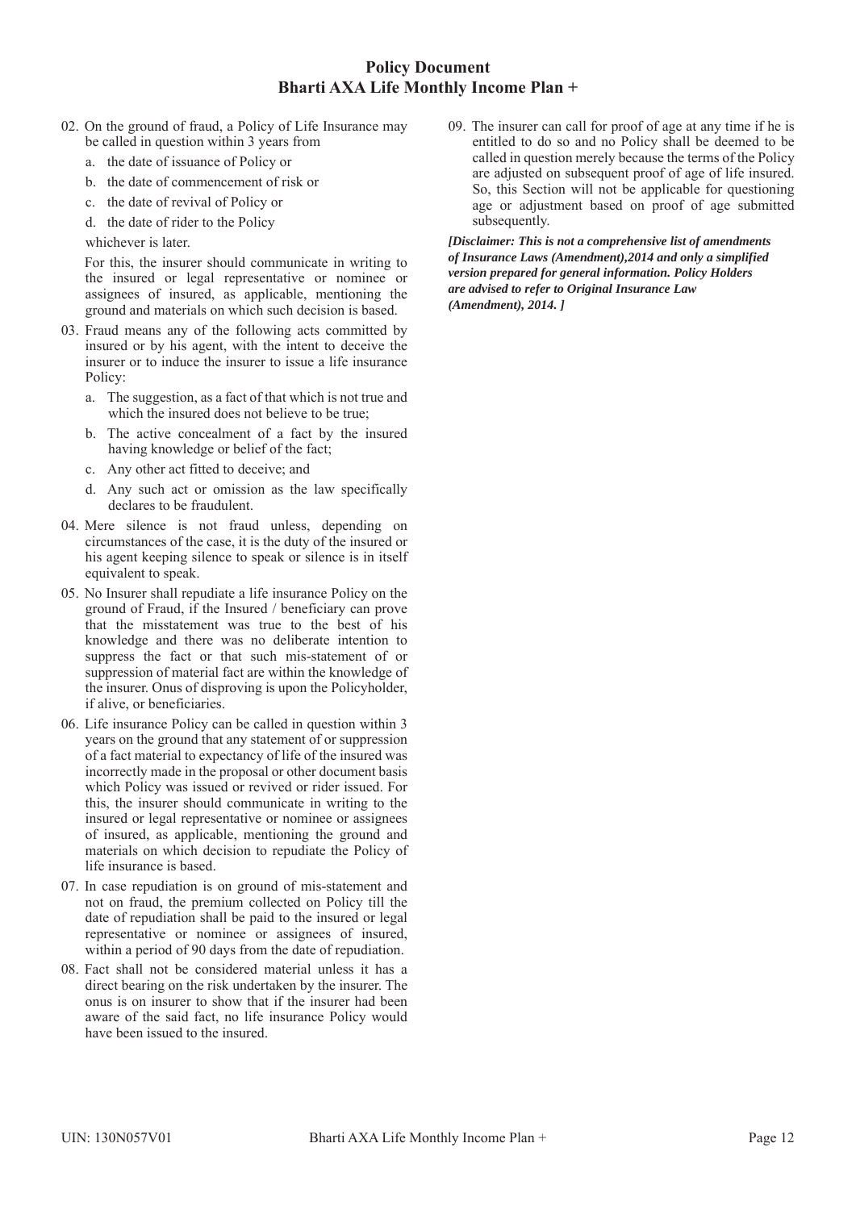02. On the ground of fraud, a Policy of Life Insurance may be called in question within 3 years from

    a. the date of issuance of Policy or

    b. the date of commencement of risk or

    c. the date of revival of Policy or

    d. the date of rider to the Policy

    whichever is later.

    For this, the insurer should communicate in writing to the insured or legal representative or nominee or assignees of insured, as applicable, mentioning the ground and materials on which such decision is based.

03. Fraud means any of the following acts committed by insured or by his agent, with the intent to deceive the insurer or to induce the insurer to issue a life insurance Policy:

    a. The suggestion, as a fact of that which is not true and which the insured does not believe to be true;

    b. The active concealment of a fact by the insured having knowledge or belief of the fact;

    c. Any other act fitted to deceive; and

    d. Any such act or omission as the law specifically declares to be fraudulent.

04. Mere silence is not fraud unless, depending on circumstances of the case, it is the duty of the insured or his agent keeping silence to speak or silence is in itself equivalent to speak.

05. No Insurer shall repudiate a life insurance Policy on the ground of Fraud, if the Insured / beneficiary can prove that the misstatement was true to the best of his knowledge and there was no deliberate intention to suppress the fact or that such mis-statement of or suppression of material fact are within the knowledge of the insurer. Onus of disproving is upon the Policyholder, if alive, or beneficiaries.

06. Life insurance Policy can be called in question within 3 years on the ground that any statement of or suppression of a fact material to expectancy of life of the insured was incorrectly made in the proposal or other document basis which Policy was issued or revived or rider issued. For this, the insurer should communicate in writing to the insured or legal representative or nominee or assignees of insured, as applicable, mentioning the ground and materials on which decision to repudiate the Policy of life insurance is based.

07. In case repudiation is on ground of mis-statement and not on fraud, the premium collected on Policy till the date of repudiation shall be paid to the insured or legal representative or nominee or assignees of insured, within a period of 90 days from the date of repudiation.

08. Fact shall not be considered material unless it has a direct bearing on the risk undertaken by the insurer. The onus is on insurer to show that if the insurer had been aware of the said fact, no life insurance Policy would have been issued to the insured.

09. The insurer can call for proof of age at any time if he is entitled to do so and no Policy shall be deemed to be called in question merely because the terms of the Policy are adjusted on subsequent proof of age of life insured. So, this Section will not be applicable for questioning age or adjustment based on proof of age submitted subsequently.

***[Disclaimer: This is not a comprehensive list of amendments of Insurance Laws (Amendment),2014 and only a simplified version prepared for general information. Policy Holders are advised to refer to Original Insurance Law (Amendment), 2014. ]***